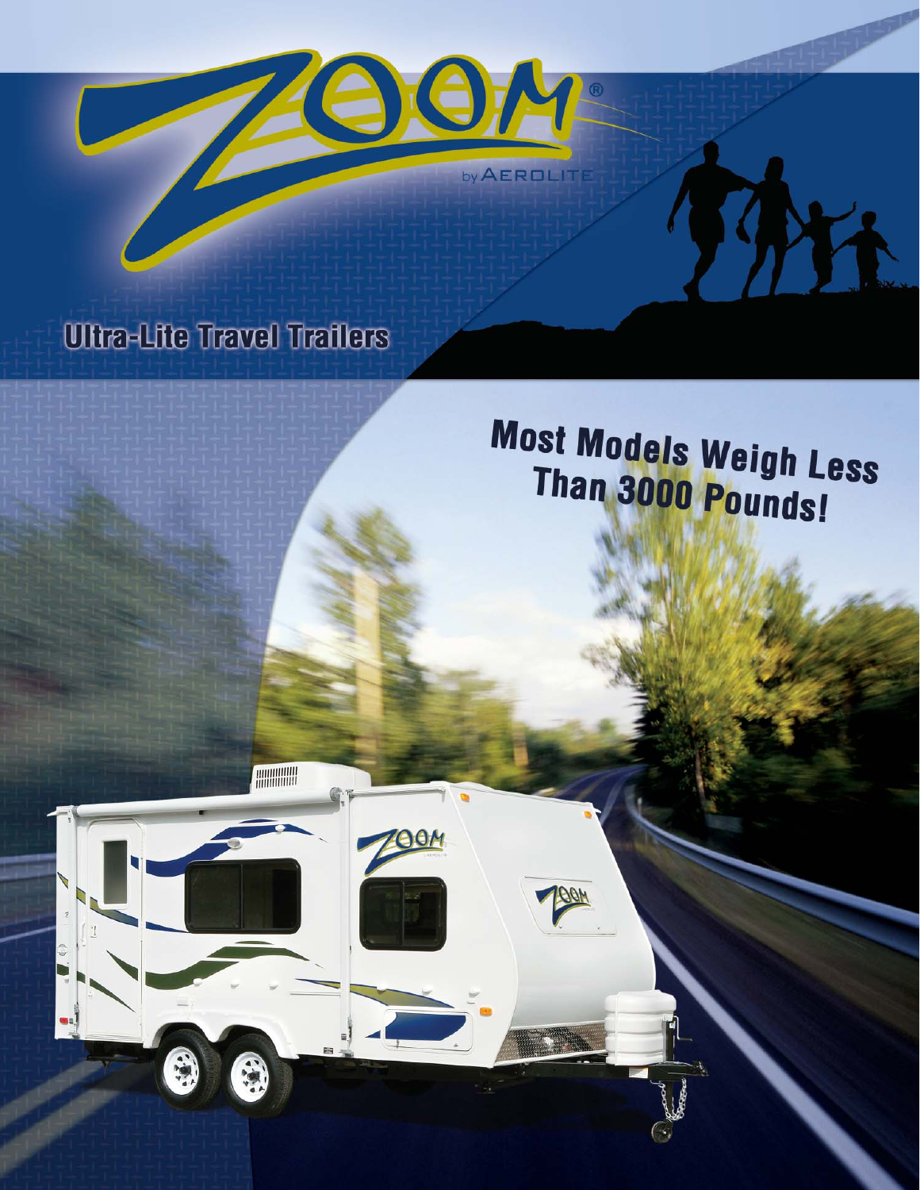# ZOOM®

by AEROLITE

## Ultra-Lite Travel Trailers

**Most Models Weigh Less Than 3000 Pounds!**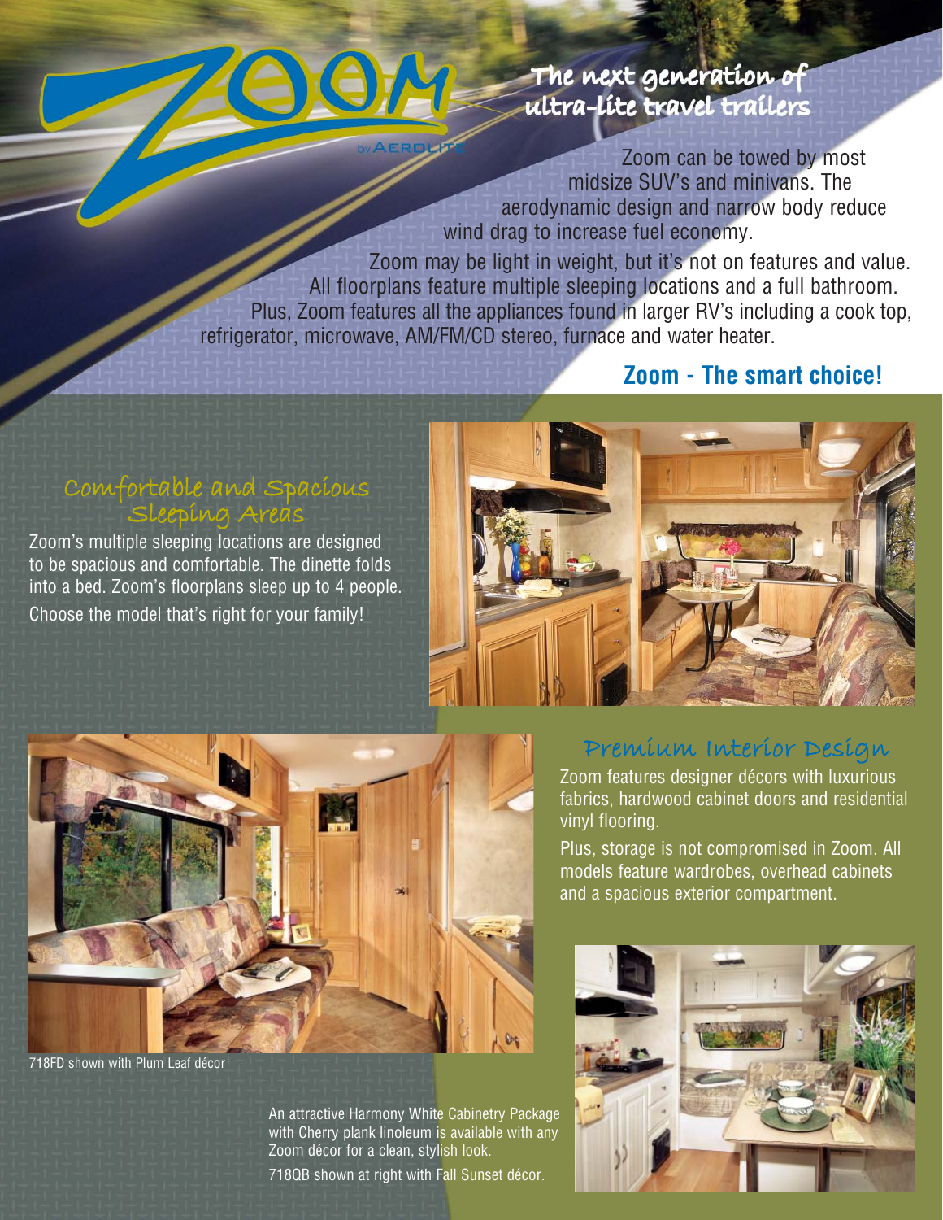# ZOOM

by AEROLITE

## The next generation of ultra-lite travel trailers

Zoom can be towed by most midsize SUV's and minivans. The aerodynamic design and narrow body reduce wind drag to increase fuel economy.

Zoom may be light in weight, but it's not on features and value. All floorplans feature multiple sleeping locations and a full bathroom. Plus, Zoom features all the appliances found in larger RV's including a cook top, refrigerator, microwave, AM/FM/CD stereo, furnace and water heater.

**Zoom - The smart choice!**

## Comfortable and Spacious Sleeping Areas

Zoom's multiple sleeping locations are designed to be spacious and comfortable. The dinette folds into a bed. Zoom's floorplans sleep up to 4 people.

Choose the model that's right for your family!

718FD shown with Plum Leaf décor

## Premium Interior Design

Zoom features designer décors with luxurious fabrics, hardwood cabinet doors and residential vinyl flooring.

Plus, storage is not compromised in Zoom. All models feature wardrobes, overhead cabinets and a spacious exterior compartment.

An attractive Harmony White Cabinetry Package with Cherry plank linoleum is available with any Zoom décor for a clean, stylish look.

718QB shown at right with Fall Sunset décor.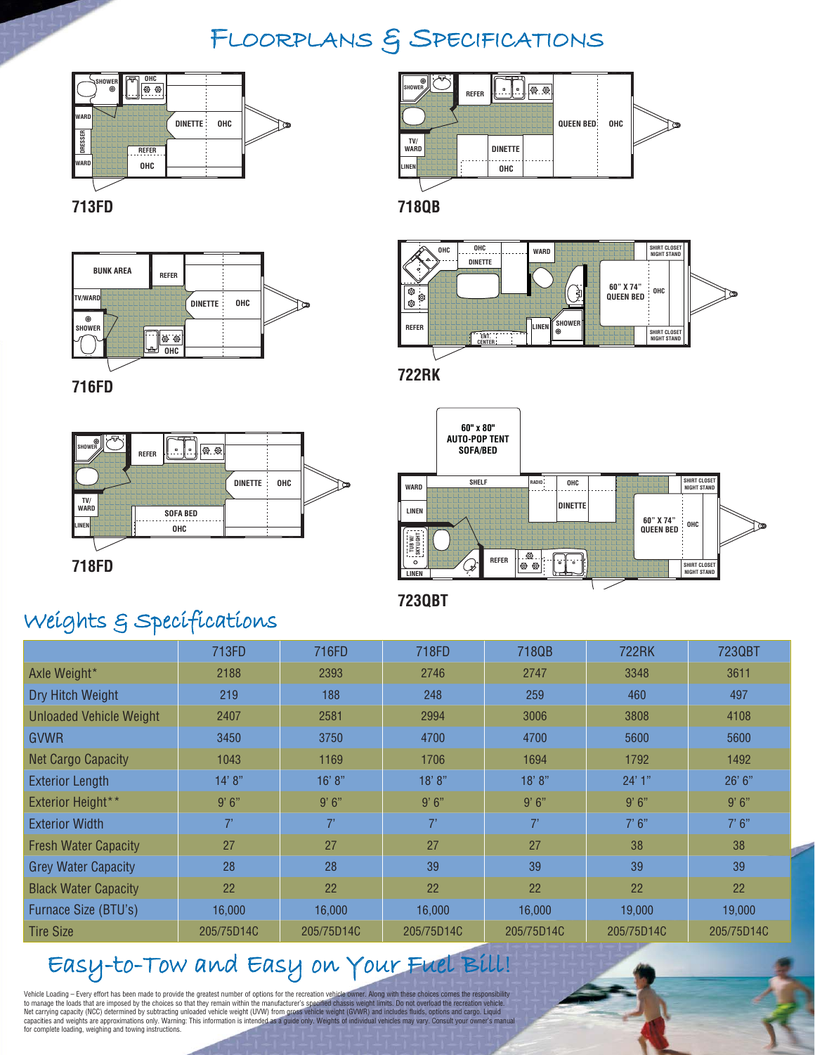# Floorplans & Specifications

**713FD**

**718QB**

**716FD**

**722RK**

**718FD**

**723QBT**

## Weights & Specifications

| | 713FD | 716FD | 718FD | 718QB | 722RK | 723QBT |
|---|---|---|---|---|---|---|
| Axle Weight* | 2188 | 2393 | 2746 | 2747 | 3348 | 3611 |
| Dry Hitch Weight | 219 | 188 | 248 | 259 | 460 | 497 |
| Unloaded Vehicle Weight | 2407 | 2581 | 2994 | 3006 | 3808 | 4108 |
| GVWR | 3450 | 3750 | 4700 | 4700 | 5600 | 5600 |
| Net Cargo Capacity | 1043 | 1169 | 1706 | 1694 | 1792 | 1492 |
| Exterior Length | 14' 8" | 16' 8" | 18' 8" | 18' 8" | 24' 1" | 26' 6" |
| Exterior Height** | 9' 6" | 9' 6" | 9' 6" | 9' 6" | 9' 6" | 9' 6" |
| Exterior Width | 7' | 7' | 7' | 7' | 7' 6" | 7' 6" |
| Fresh Water Capacity | 27 | 27 | 27 | 27 | 38 | 38 |
| Grey Water Capacity | 28 | 28 | 39 | 39 | 39 | 39 |
| Black Water Capacity | 22 | 22 | 22 | 22 | 22 | 22 |
| Furnace Size (BTU's) | 16,000 | 16,000 | 16,000 | 16,000 | 19,000 | 19,000 |
| Tire Size | 205/75D14C | 205/75D14C | 205/75D14C | 205/75D14C | 205/75D14C | 205/75D14C |

## Easy-to-Tow and Easy on Your Fuel Bill!

Vehicle Loading – Every effort has been made to provide the greatest number of options for the recreation vehicle owner. Along with these choices comes the responsibility to manage the loads that are imposed by the choices so that they remain within the manufacturer's specified chassis weight limits. Do not overload the recreation vehicle. Net carrying capacity (NCC) determined by subtracting unloaded vehicle weight (UVW) from gross vehicle weight (GVWR) and includes fluids, options and cargo. Liquid capacities and weights are approximations only. Warning: This information is intended as a guide only. Weights of individual vehicles may vary. Consult your owner's manual for complete loading, weighing and towing instructions.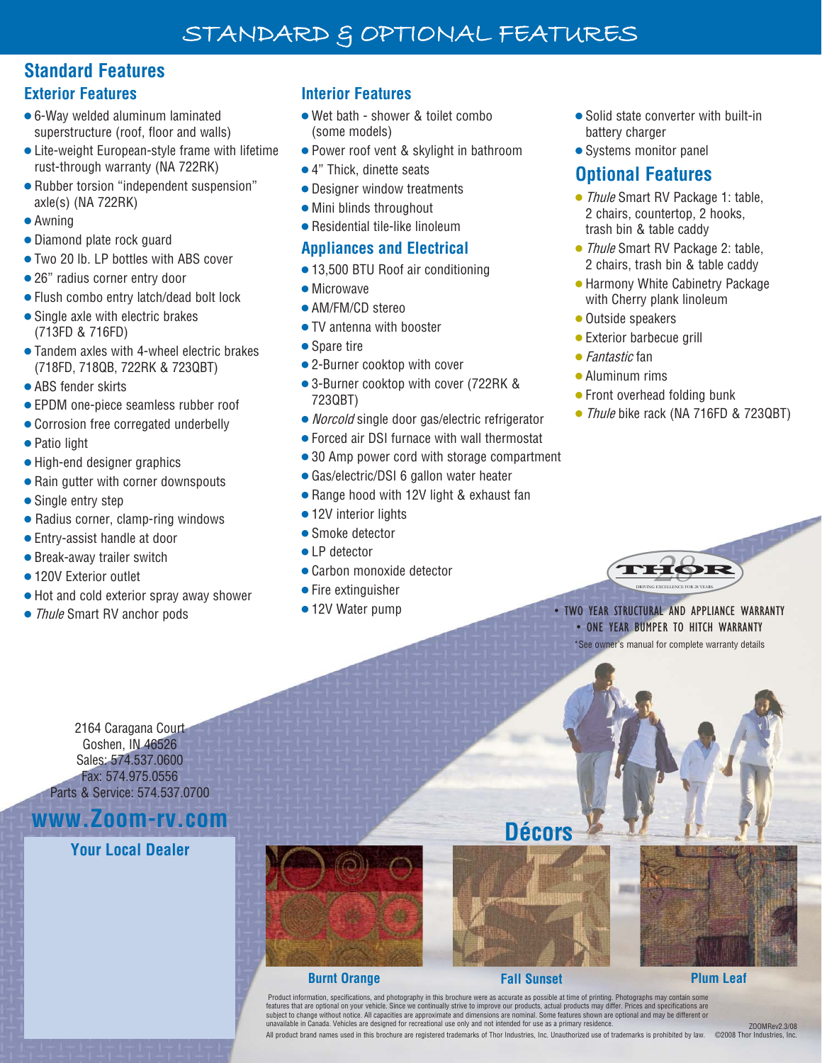# STANDARD & OPTIONAL FEATURES

## Standard Features

### Exterior Features

- 6-Way welded aluminum laminated superstructure (roof, floor and walls)
- Lite-weight European-style frame with lifetime rust-through warranty (NA 722RK)
- Rubber torsion "independent suspension" axle(s) (NA 722RK)
- Awning
- Diamond plate rock guard
- Two 20 lb. LP bottles with ABS cover
- 26" radius corner entry door
- Flush combo entry latch/dead bolt lock
- Single axle with electric brakes (713FD & 716FD)
- Tandem axles with 4-wheel electric brakes (718FD, 718QB, 722RK & 723QBT)
- ABS fender skirts
- EPDM one-piece seamless rubber roof
- Corrosion free corregated underbelly
- Patio light
- High-end designer graphics
- Rain gutter with corner downspouts
- Single entry step
- Radius corner, clamp-ring windows
- Entry-assist handle at door
- Break-away trailer switch
- 120V Exterior outlet
- Hot and cold exterior spray away shower
- *Thule* Smart RV anchor pods

### Interior Features

- Wet bath - shower & toilet combo (some models)
- Power roof vent & skylight in bathroom
- 4" Thick, dinette seats
- Designer window treatments
- Mini blinds throughout
- Residential tile-like linoleum

### Appliances and Electrical

- 13,500 BTU Roof air conditioning
- Microwave
- AM/FM/CD stereo
- TV antenna with booster
- Spare tire
- 2-Burner cooktop with cover
- 3-Burner cooktop with cover (722RK & 723QBT)
- *Norcold* single door gas/electric refrigerator
- Forced air DSI furnace with wall thermostat
- 30 Amp power cord with storage compartment
- Gas/electric/DSI 6 gallon water heater
- Range hood with 12V light & exhaust fan
- 12V interior lights
- Smoke detector
- LP detector
- Carbon monoxide detector
- Fire extinguisher
- 12V Water pump
- Solid state converter with built-in battery charger
- Systems monitor panel

## Optional Features

- *Thule* Smart RV Package 1: table, 2 chairs, countertop, 2 hooks, trash bin & table caddy
- *Thule* Smart RV Package 2: table, 2 chairs, trash bin & table caddy
- Harmony White Cabinetry Package with Cherry plank linoleum
- Outside speakers
- Exterior barbecue grill
- *Fantastic* fan
- Aluminum rims
- Front overhead folding bunk
- *Thule* bike rack (NA 716FD & 723QBT)

THOR 28 DRIVING EXCELLENCE FOR 28 YEARS

- TWO YEAR STRUCTURAL AND APPLIANCE WARRANTY
- ONE YEAR BUMPER TO HITCH WARRANTY

*See owner's manual for complete warranty details

2164 Caragana Court
Goshen, IN 46526
Sales: 574.537.0600
Fax: 574.975.0556
Parts & Service: 574.537.0700

**www.Zoom-rv.com**

**Your Local Dealer**

## Décors

Burnt Orange

Fall Sunset

Plum Leaf

Product information, specifications, and photography in this brochure were as accurate as possible at time of printing. Photographs may contain some features that are optional on your vehicle. Since we continually strive to improve our products, actual products may differ. Prices and specifications are subject to change without notice. All capacities are approximate and dimensions are nominal. Some features shown are optional and may be different or unavailable in Canada. Vehicles are designed for recreational use only and not intended for use as a primary residence.

All product brand names used in this brochure are registered trademarks of Thor Industries, Inc. Unauthorized use of trademarks is prohibited by law. ©2008 Thor Industries, Inc.

ZOOMRev2.3/08